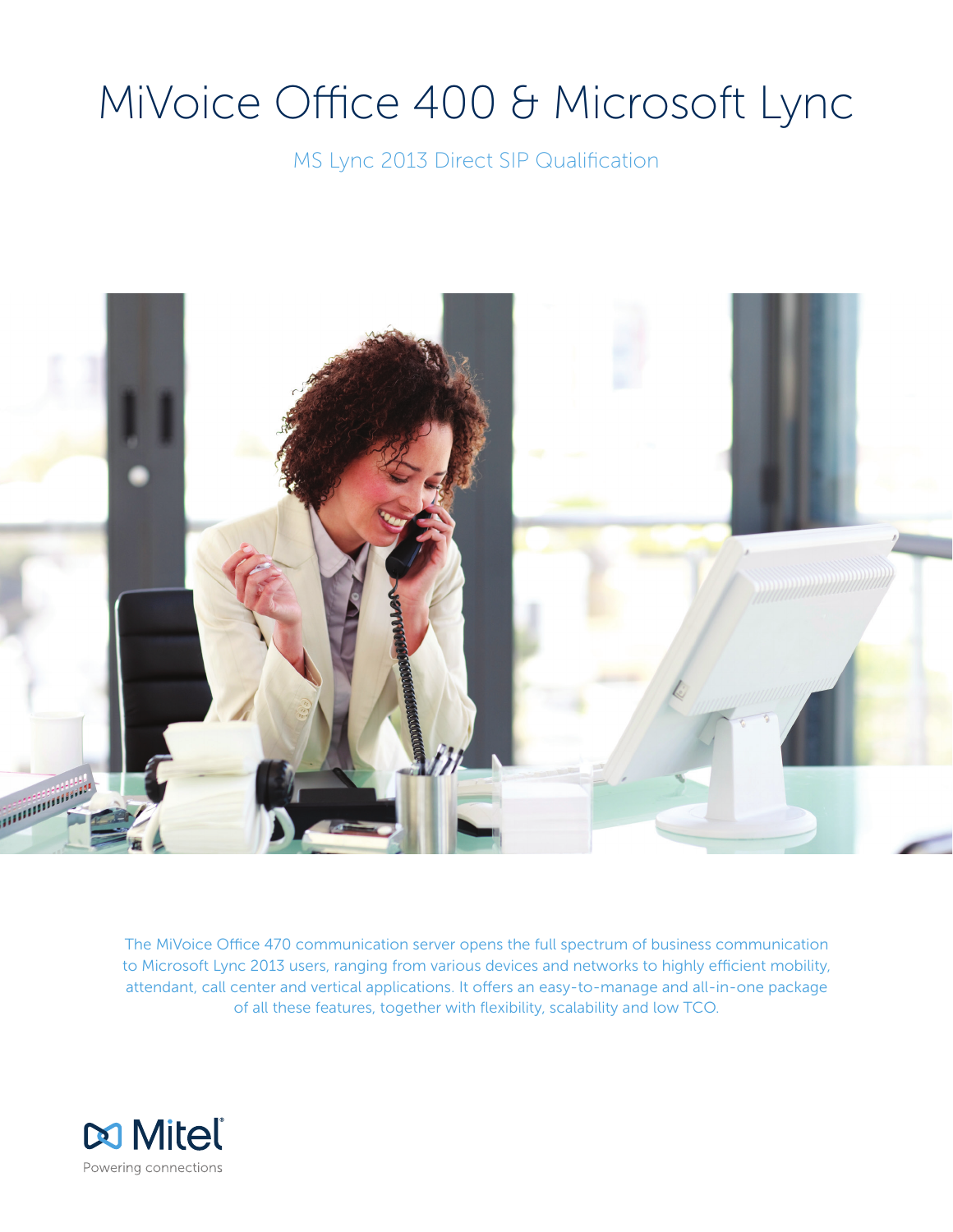# MiVoice Office 400 & Microsoft Lync

## MS Lync 2013 Direct SIP Qualification

The MiVoice Office 470 communication server opens the full spectrum of business communication to Microsoft Lync 2013 users, ranging from various devices and networks to highly efficient mobility, attendant, call center and vertical applications. It offers an easy-to-manage and all-in-one package of all these features, together with flexibility, scalability and low TCO.

Mitel

Powering connections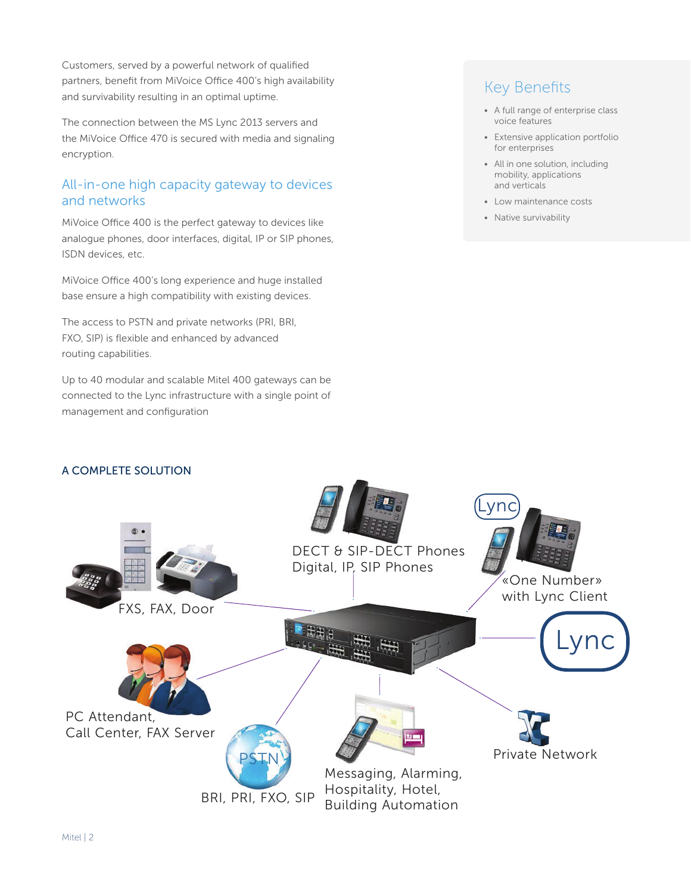Customers, served by a powerful network of qualified partners, benefit from MiVoice Office 400's high availability and survivability resulting in an optimal uptime.

The connection between the MS Lync 2013 servers and the MiVoice Office 470 is secured with media and signaling encryption.

## All-in-one high capacity gateway to devices and networks

MiVoice Office 400 is the perfect gateway to devices like analogue phones, door interfaces, digital, IP or SIP phones, ISDN devices, etc.

MiVoice Office 400's long experience and huge installed base ensure a high compatibility with existing devices.

The access to PSTN and private networks (PRI, BRI, FXO, SIP) is flexible and enhanced by advanced routing capabilities.

Up to 40 modular and scalable Mitel 400 gateways can be connected to the Lync infrastructure with a single point of management and configuration

## Key Benefits

- A full range of enterprise class voice features
- Extensive application portfolio for enterprises
- All in one solution, including mobility, applications and verticals
- Low maintenance costs
- Native survivability

### A COMPLETE SOLUTION

DECT & SIP-DECT Phones
Digital, IP, SIP Phones

Lync

«One Number» with Lync Client

FXS, FAX, Door

Lync

PC Attendant, Call Center, FAX Server

PSTN

BRI, PRI, FXO, SIP

Messaging, Alarming, Hospitality, Hotel, Building Automation

Private Network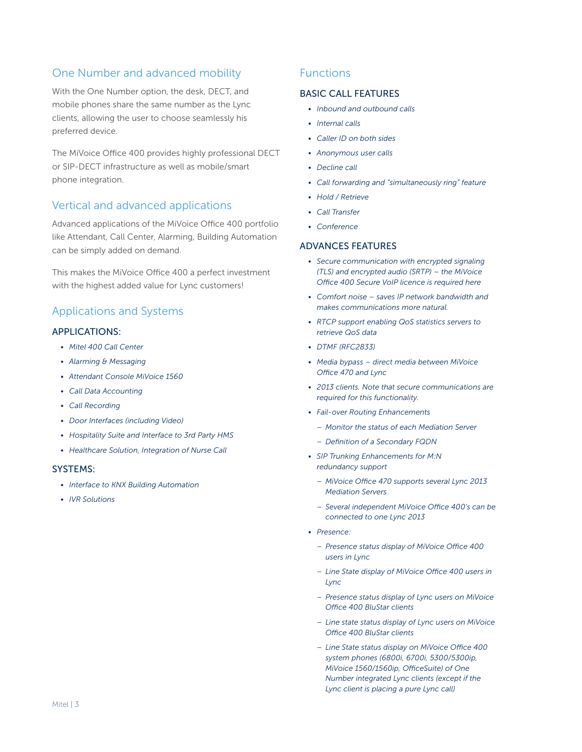## One Number and advanced mobility

With the One Number option, the desk, DECT, and mobile phones share the same number as the Lync clients, allowing the user to choose seamlessly his preferred device.

The MiVoice Office 400 provides highly professional DECT or SIP-DECT infrastructure as well as mobile/smart phone integration.

## Vertical and advanced applications

Advanced applications of the MiVoice Office 400 portfolio like Attendant, Call Center, Alarming, Building Automation can be simply added on demand.

This makes the MiVoice Office 400 a perfect investment with the highest added value for Lync customers!

## Applications and Systems

### APPLICATIONS:

- *Mitel 400 Call Center*
- *Alarming & Messaging*
- *Attendant Console MiVoice 1560*
- *Call Data Accounting*
- *Call Recording*
- *Door Interfaces (including Video)*
- *Hospitality Suite and Interface to 3rd Party HMS*
- *Healthcare Solution, Integration of Nurse Call*

### SYSTEMS:

- *Interface to KNX Building Automation*
- *IVR Solutions*

## Functions

### BASIC CALL FEATURES

- *Inbound and outbound calls*
- *Internal calls*
- *Caller ID on both sides*
- *Anonymous user calls*
- *Decline call*
- *Call forwarding and "simultaneously ring" feature*
- *Hold / Retrieve*
- *Call Transfer*
- *Conference*

### ADVANCES FEATURES

- *Secure communication with encrypted signaling (TLS) and encrypted audio (SRTP) – the MiVoice Office 400 Secure VoIP licence is required here*
- *Comfort noise – saves IP network bandwidth and makes communications more natural.*
- *RTCP support enabling QoS statistics servers to retrieve QoS data*
- *DTMF (RFC2833)*
- *Media bypass – direct media between MiVoice Office 470 and Lync*
- *2013 clients. Note that secure communications are required for this functionality.*
- *Fail-over Routing Enhancements*
  - *Monitor the status of each Mediation Server*
  - *Definition of a Secondary FQDN*
- *SIP Trunking Enhancements for M:N redundancy support*
  - *MiVoice Office 470 supports several Lync 2013 Mediation Servers*
  - *Several independent MiVoice Office 400's can be connected to one Lync 2013*
- *Presence:*
  - *Presence status display of MiVoice Office 400 users in Lync*
  - *Line State display of MiVoice Office 400 users in Lync*
  - *Presence status display of Lync users on MiVoice Office 400 BluStar clients*
  - *Line state status display of Lync users on MiVoice Office 400 BluStar clients*
  - *Line State status display on MiVoice Office 400 system phones (6800i, 6700i, 5300/5300ip, MiVoice 1560/1560ip, OfficeSuite) of One Number integrated Lync clients (except if the Lync client is placing a pure Lync call)*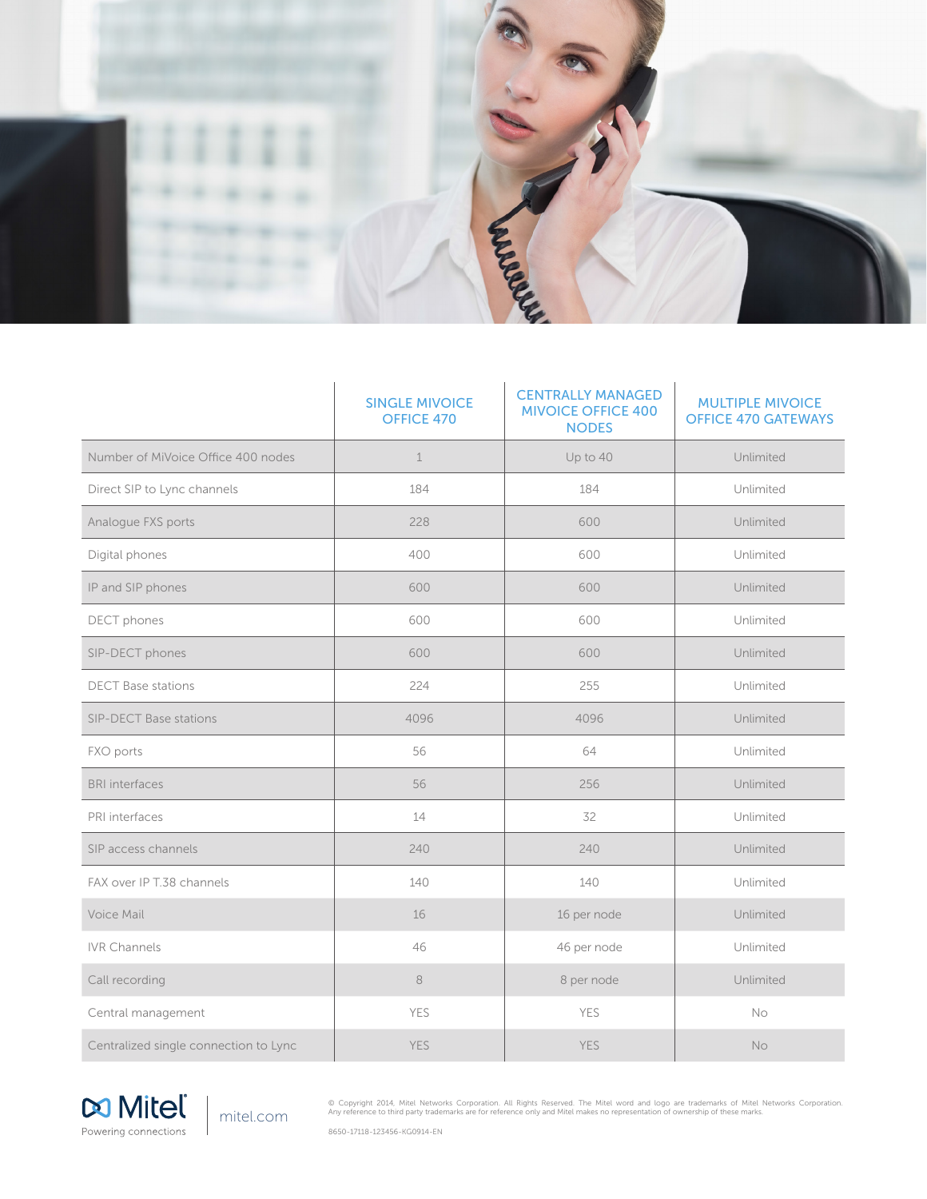| | SINGLE MIVOICE OFFICE 470 | CENTRALLY MANAGED MIVOICE OFFICE 400 NODES | MULTIPLE MIVOICE OFFICE 470 GATEWAYS |
|---|---|---|---|
| Number of MiVoice Office 400 nodes | 1 | Up to 40 | Unlimited |
| Direct SIP to Lync channels | 184 | 184 | Unlimited |
| Analogue FXS ports | 228 | 600 | Unlimited |
| Digital phones | 400 | 600 | Unlimited |
| IP and SIP phones | 600 | 600 | Unlimited |
| DECT phones | 600 | 600 | Unlimited |
| SIP-DECT phones | 600 | 600 | Unlimited |
| DECT Base stations | 224 | 255 | Unlimited |
| SIP-DECT Base stations | 4096 | 4096 | Unlimited |
| FXO ports | 56 | 64 | Unlimited |
| BRI interfaces | 56 | 256 | Unlimited |
| PRI interfaces | 14 | 32 | Unlimited |
| SIP access channels | 240 | 240 | Unlimited |
| FAX over IP T.38 channels | 140 | 140 | Unlimited |
| Voice Mail | 16 | 16 per node | Unlimited |
| IVR Channels | 46 | 46 per node | Unlimited |
| Call recording | 8 | 8 per node | Unlimited |
| Central management | YES | YES | No |
| Centralized single connection to Lync | YES | YES | No |

Mitel
Powering connections

mitel.com

© Copyright 2014, Mitel Networks Corporation. All Rights Reserved. The Mitel word and logo are trademarks of Mitel Networks Corporation. Any reference to third party trademarks are for reference only and Mitel makes no representation of ownership of these marks.

8650-17118-123456-KG0914-EN